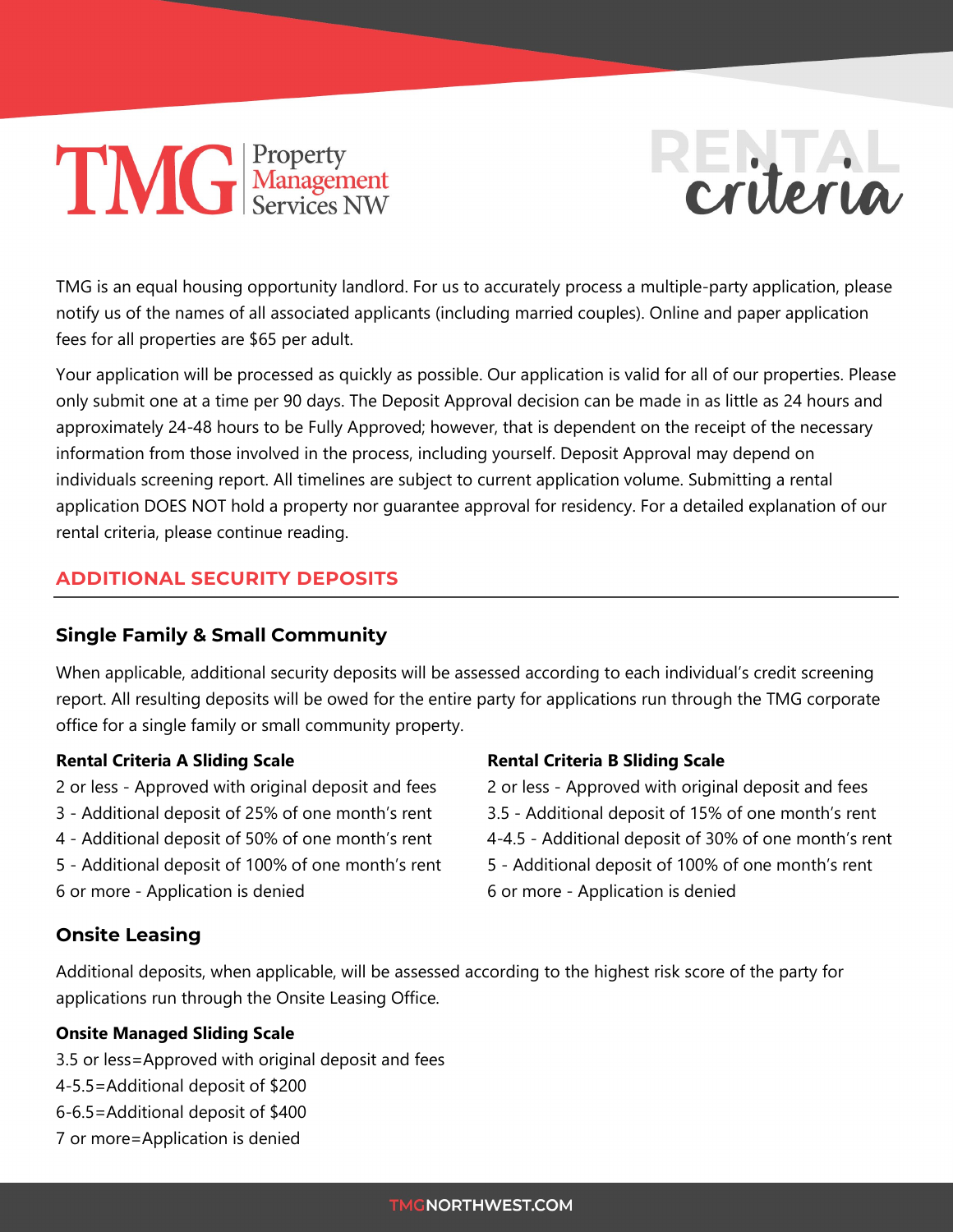# TMG Property Management Services NW

# RENTAL criteria

TMG is an equal housing opportunity landlord. For us to accurately process a multiple-party application, please notify us of the names of all associated applicants (including married couples). Online and paper application fees for all properties are $65 per adult.

Your application will be processed as quickly as possible. Our application is valid for all of our properties. Please only submit one at a time per 90 days. The Deposit Approval decision can be made in as little as 24 hours and approximately 24-48 hours to be Fully Approved; however, that is dependent on the receipt of the necessary information from those involved in the process, including yourself. Deposit Approval may depend on individuals screening report. All timelines are subject to current application volume. Submitting a rental application DOES NOT hold a property nor guarantee approval for residency. For a detailed explanation of our rental criteria, please continue reading.

## ADDITIONAL SECURITY DEPOSITS

### Single Family & Small Community

When applicable, additional security deposits will be assessed according to each individual's credit screening report. All resulting deposits will be owed for the entire party for applications run through the TMG corporate office for a single family or small community property.

**Rental Criteria A Sliding Scale**

2 or less - Approved with original deposit and fees
3 - Additional deposit of 25% of one month's rent
4 - Additional deposit of 50% of one month's rent
5 - Additional deposit of 100% of one month's rent
6 or more - Application is denied

**Rental Criteria B Sliding Scale**

2 or less - Approved with original deposit and fees
3.5 - Additional deposit of 15% of one month's rent
4-4.5 - Additional deposit of 30% of one month's rent
5 - Additional deposit of 100% of one month's rent
6 or more - Application is denied

### Onsite Leasing

Additional deposits, when applicable, will be assessed according to the highest risk score of the party for applications run through the Onsite Leasing Office.

**Onsite Managed Sliding Scale**

3.5 or less=Approved with original deposit and fees
4-5.5=Additional deposit of $200
6-6.5=Additional deposit of $400
7 or more=Application is denied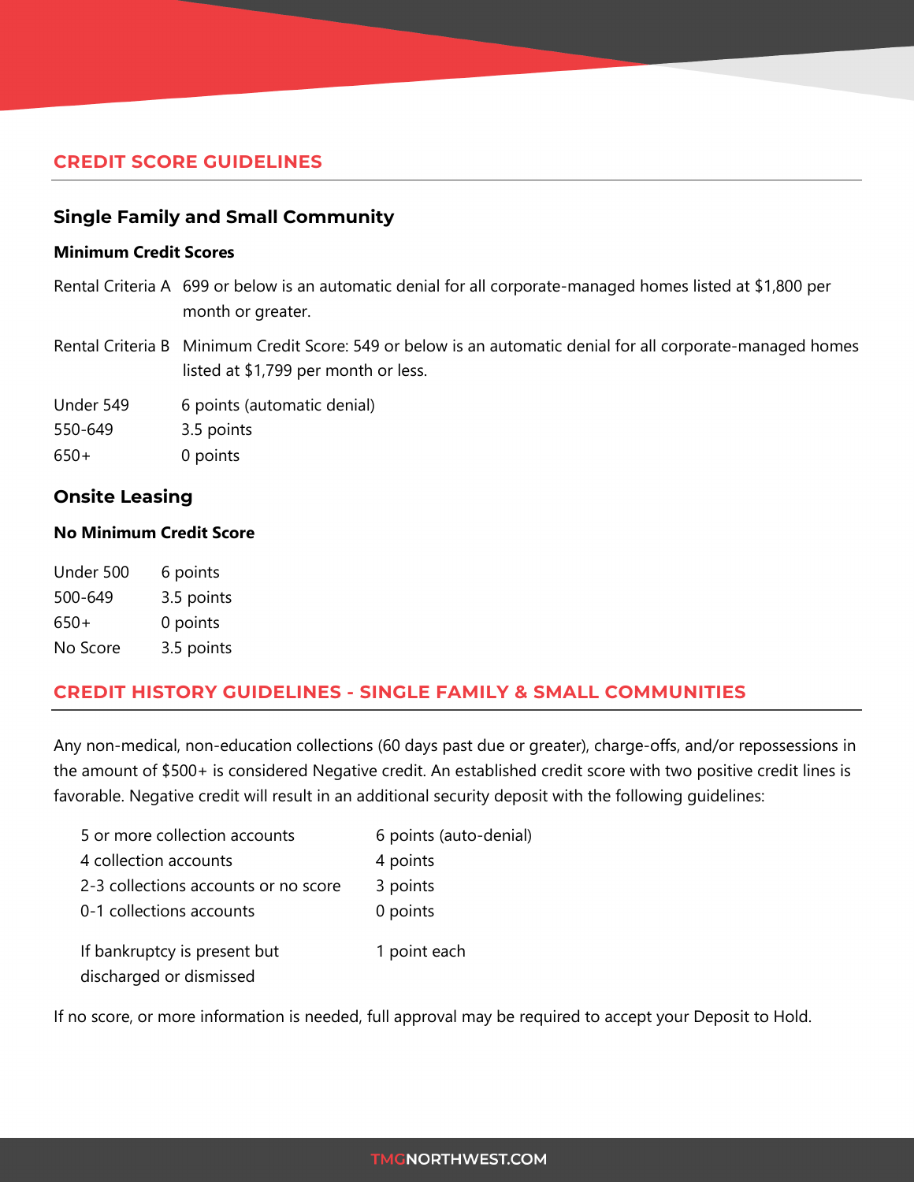## CREDIT SCORE GUIDELINES

### Single Family and Small Community

**Minimum Credit Scores**

| | |
|---|---|
| Rental Criteria A | 699 or below is an automatic denial for all corporate-managed homes listed at $1,800 per month or greater. |
| Rental Criteria B | Minimum Credit Score: 549 or below is an automatic denial for all corporate-managed homes listed at $1,799 per month or less. |

| | |
|---|---|
| Under 549 | 6 points (automatic denial) |
| 550-649 | 3.5 points |
| 650+ | 0 points |

### Onsite Leasing

**No Minimum Credit Score**

| | |
|---|---|
| Under 500 | 6 points |
| 500-649 | 3.5 points |
| 650+ | 0 points |
| No Score | 3.5 points |

## CREDIT HISTORY GUIDELINES - SINGLE FAMILY & SMALL COMMUNITIES

Any non-medical, non-education collections (60 days past due or greater), charge-offs, and/or repossessions in the amount of $500+ is considered Negative credit. An established credit score with two positive credit lines is favorable. Negative credit will result in an additional security deposit with the following guidelines:

| | |
|---|---|
| 5 or more collection accounts | 6 points (auto-denial) |
| 4 collection accounts | 4 points |
| 2-3 collections accounts or no score | 3 points |
| 0-1 collections accounts | 0 points |
| If bankruptcy is present but discharged or dismissed | 1 point each |

If no score, or more information is needed, full approval may be required to accept your Deposit to Hold.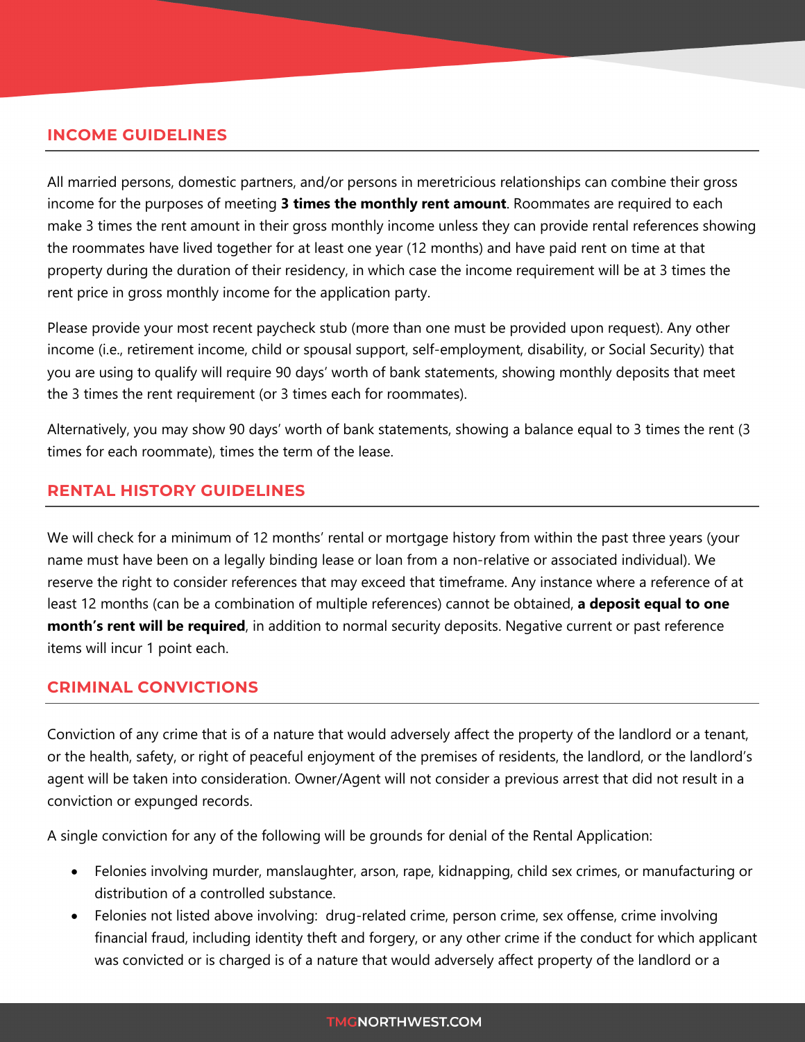## INCOME GUIDELINES

All married persons, domestic partners, and/or persons in meretricious relationships can combine their gross income for the purposes of meeting **3 times the monthly rent amount**. Roommates are required to each make 3 times the rent amount in their gross monthly income unless they can provide rental references showing the roommates have lived together for at least one year (12 months) and have paid rent on time at that property during the duration of their residency, in which case the income requirement will be at 3 times the rent price in gross monthly income for the application party.

Please provide your most recent paycheck stub (more than one must be provided upon request). Any other income (i.e., retirement income, child or spousal support, self-employment, disability, or Social Security) that you are using to qualify will require 90 days' worth of bank statements, showing monthly deposits that meet the 3 times the rent requirement (or 3 times each for roommates).

Alternatively, you may show 90 days' worth of bank statements, showing a balance equal to 3 times the rent (3 times for each roommate), times the term of the lease.

## RENTAL HISTORY GUIDELINES

We will check for a minimum of 12 months' rental or mortgage history from within the past three years (your name must have been on a legally binding lease or loan from a non-relative or associated individual). We reserve the right to consider references that may exceed that timeframe. Any instance where a reference of at least 12 months (can be a combination of multiple references) cannot be obtained, **a deposit equal to one month's rent will be required**, in addition to normal security deposits. Negative current or past reference items will incur 1 point each.

## CRIMINAL CONVICTIONS

Conviction of any crime that is of a nature that would adversely affect the property of the landlord or a tenant, or the health, safety, or right of peaceful enjoyment of the premises of residents, the landlord, or the landlord's agent will be taken into consideration. Owner/Agent will not consider a previous arrest that did not result in a conviction or expunged records.

A single conviction for any of the following will be grounds for denial of the Rental Application:

- Felonies involving murder, manslaughter, arson, rape, kidnapping, child sex crimes, or manufacturing or distribution of a controlled substance.
- Felonies not listed above involving: drug-related crime, person crime, sex offense, crime involving financial fraud, including identity theft and forgery, or any other crime if the conduct for which applicant was convicted or is charged is of a nature that would adversely affect property of the landlord or a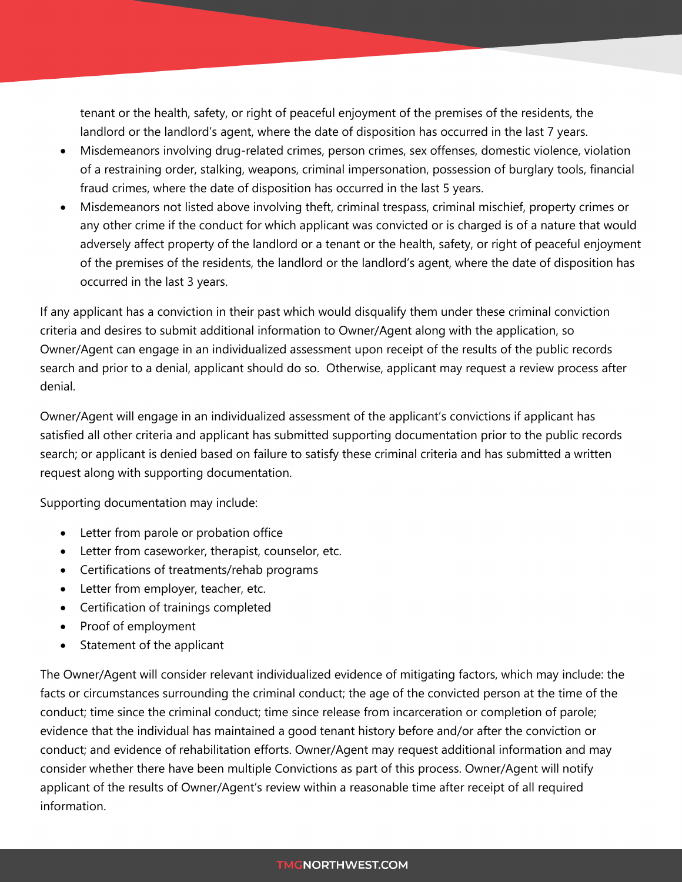tenant or the health, safety, or right of peaceful enjoyment of the premises of the residents, the landlord or the landlord's agent, where the date of disposition has occurred in the last 7 years.

- Misdemeanors involving drug-related crimes, person crimes, sex offenses, domestic violence, violation of a restraining order, stalking, weapons, criminal impersonation, possession of burglary tools, financial fraud crimes, where the date of disposition has occurred in the last 5 years.
- Misdemeanors not listed above involving theft, criminal trespass, criminal mischief, property crimes or any other crime if the conduct for which applicant was convicted or is charged is of a nature that would adversely affect property of the landlord or a tenant or the health, safety, or right of peaceful enjoyment of the premises of the residents, the landlord or the landlord's agent, where the date of disposition has occurred in the last 3 years.

If any applicant has a conviction in their past which would disqualify them under these criminal conviction criteria and desires to submit additional information to Owner/Agent along with the application, so Owner/Agent can engage in an individualized assessment upon receipt of the results of the public records search and prior to a denial, applicant should do so. Otherwise, applicant may request a review process after denial.

Owner/Agent will engage in an individualized assessment of the applicant's convictions if applicant has satisfied all other criteria and applicant has submitted supporting documentation prior to the public records search; or applicant is denied based on failure to satisfy these criminal criteria and has submitted a written request along with supporting documentation.

Supporting documentation may include:

- Letter from parole or probation office
- Letter from caseworker, therapist, counselor, etc.
- Certifications of treatments/rehab programs
- Letter from employer, teacher, etc.
- Certification of trainings completed
- Proof of employment
- Statement of the applicant

The Owner/Agent will consider relevant individualized evidence of mitigating factors, which may include: the facts or circumstances surrounding the criminal conduct; the age of the convicted person at the time of the conduct; time since the criminal conduct; time since release from incarceration or completion of parole; evidence that the individual has maintained a good tenant history before and/or after the conviction or conduct; and evidence of rehabilitation efforts. Owner/Agent may request additional information and may consider whether there have been multiple Convictions as part of this process. Owner/Agent will notify applicant of the results of Owner/Agent's review within a reasonable time after receipt of all required information.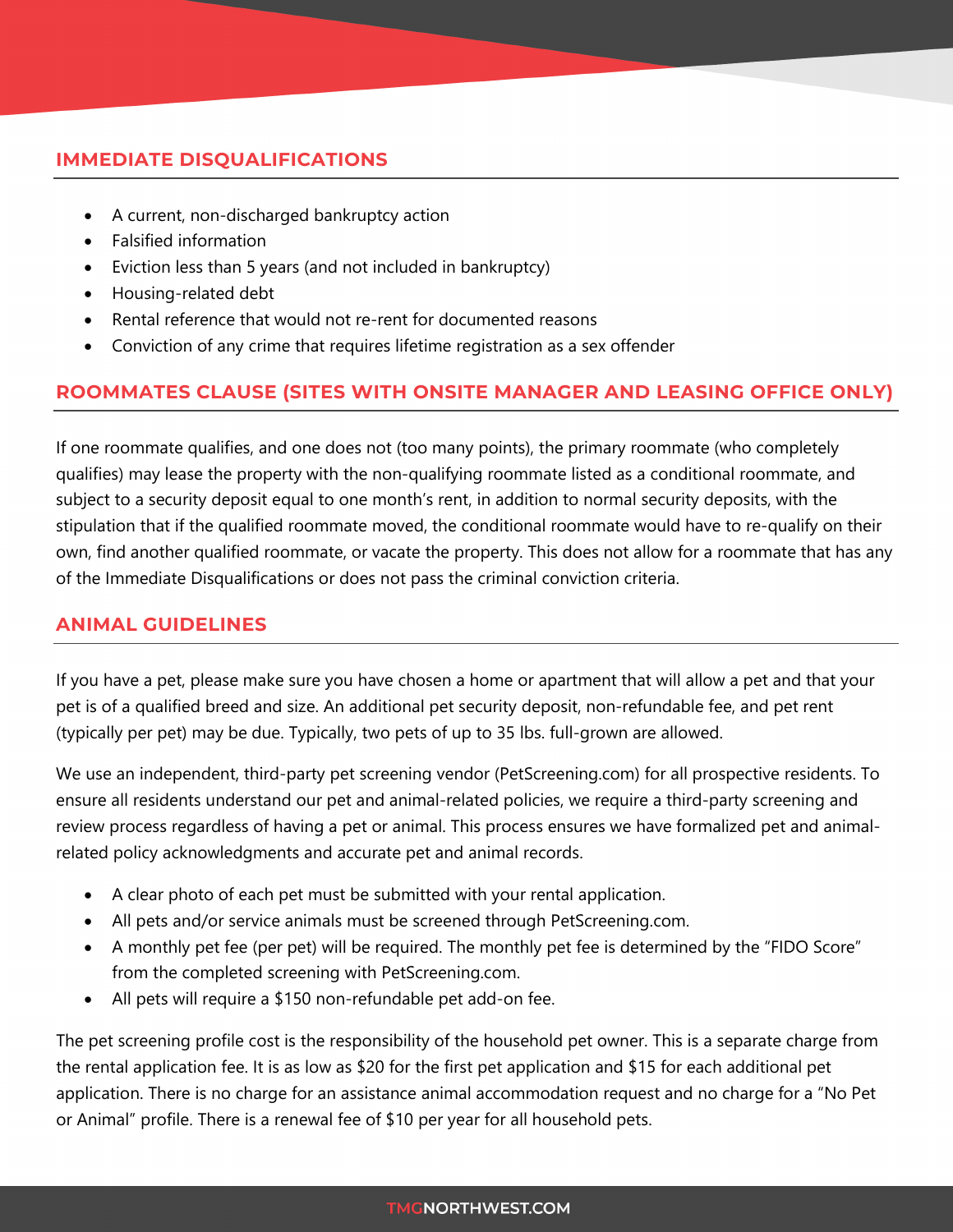## IMMEDIATE DISQUALIFICATIONS

- A current, non-discharged bankruptcy action
- Falsified information
- Eviction less than 5 years (and not included in bankruptcy)
- Housing-related debt
- Rental reference that would not re-rent for documented reasons
- Conviction of any crime that requires lifetime registration as a sex offender

## ROOMMATES CLAUSE (SITES WITH ONSITE MANAGER AND LEASING OFFICE ONLY)

If one roommate qualifies, and one does not (too many points), the primary roommate (who completely qualifies) may lease the property with the non-qualifying roommate listed as a conditional roommate, and subject to a security deposit equal to one month's rent, in addition to normal security deposits, with the stipulation that if the qualified roommate moved, the conditional roommate would have to re-qualify on their own, find another qualified roommate, or vacate the property. This does not allow for a roommate that has any of the Immediate Disqualifications or does not pass the criminal conviction criteria.

## ANIMAL GUIDELINES

If you have a pet, please make sure you have chosen a home or apartment that will allow a pet and that your pet is of a qualified breed and size. An additional pet security deposit, non-refundable fee, and pet rent (typically per pet) may be due. Typically, two pets of up to 35 lbs. full-grown are allowed.

We use an independent, third-party pet screening vendor (PetScreening.com) for all prospective residents. To ensure all residents understand our pet and animal-related policies, we require a third-party screening and review process regardless of having a pet or animal. This process ensures we have formalized pet and animal-related policy acknowledgments and accurate pet and animal records.

- A clear photo of each pet must be submitted with your rental application.
- All pets and/or service animals must be screened through PetScreening.com.
- A monthly pet fee (per pet) will be required. The monthly pet fee is determined by the "FIDO Score" from the completed screening with PetScreening.com.
- All pets will require a $150 non-refundable pet add-on fee.

The pet screening profile cost is the responsibility of the household pet owner. This is a separate charge from the rental application fee. It is as low as $20 for the first pet application and $15 for each additional pet application. There is no charge for an assistance animal accommodation request and no charge for a "No Pet or Animal" profile. There is a renewal fee of $10 per year for all household pets.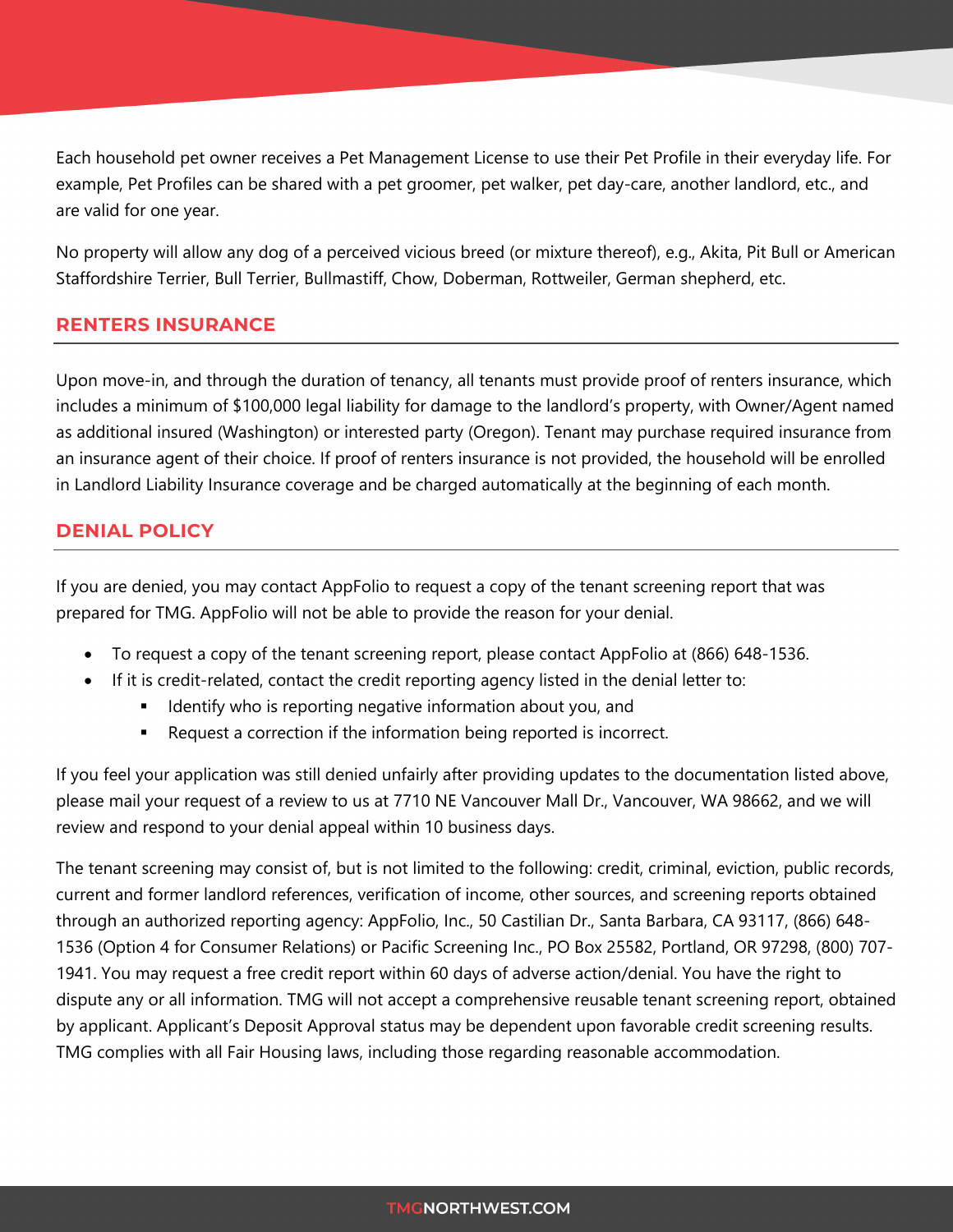Each household pet owner receives a Pet Management License to use their Pet Profile in their everyday life. For example, Pet Profiles can be shared with a pet groomer, pet walker, pet day-care, another landlord, etc., and are valid for one year.

No property will allow any dog of a perceived vicious breed (or mixture thereof), e.g., Akita, Pit Bull or American Staffordshire Terrier, Bull Terrier, Bullmastiff, Chow, Doberman, Rottweiler, German shepherd, etc.

## RENTERS INSURANCE

Upon move-in, and through the duration of tenancy, all tenants must provide proof of renters insurance, which includes a minimum of $100,000 legal liability for damage to the landlord's property, with Owner/Agent named as additional insured (Washington) or interested party (Oregon). Tenant may purchase required insurance from an insurance agent of their choice. If proof of renters insurance is not provided, the household will be enrolled in Landlord Liability Insurance coverage and be charged automatically at the beginning of each month.

## DENIAL POLICY

If you are denied, you may contact AppFolio to request a copy of the tenant screening report that was prepared for TMG. AppFolio will not be able to provide the reason for your denial.

- To request a copy of the tenant screening report, please contact AppFolio at (866) 648-1536.
- If it is credit-related, contact the credit reporting agency listed in the denial letter to:
  - Identify who is reporting negative information about you, and
  - Request a correction if the information being reported is incorrect.

If you feel your application was still denied unfairly after providing updates to the documentation listed above, please mail your request of a review to us at 7710 NE Vancouver Mall Dr., Vancouver, WA 98662, and we will review and respond to your denial appeal within 10 business days.

The tenant screening may consist of, but is not limited to the following: credit, criminal, eviction, public records, current and former landlord references, verification of income, other sources, and screening reports obtained through an authorized reporting agency: AppFolio, Inc., 50 Castilian Dr., Santa Barbara, CA 93117, (866) 648-1536 (Option 4 for Consumer Relations) or Pacific Screening Inc., PO Box 25582, Portland, OR 97298, (800) 707-1941. You may request a free credit report within 60 days of adverse action/denial. You have the right to dispute any or all information. TMG will not accept a comprehensive reusable tenant screening report, obtained by applicant. Applicant's Deposit Approval status may be dependent upon favorable credit screening results. TMG complies with all Fair Housing laws, including those regarding reasonable accommodation.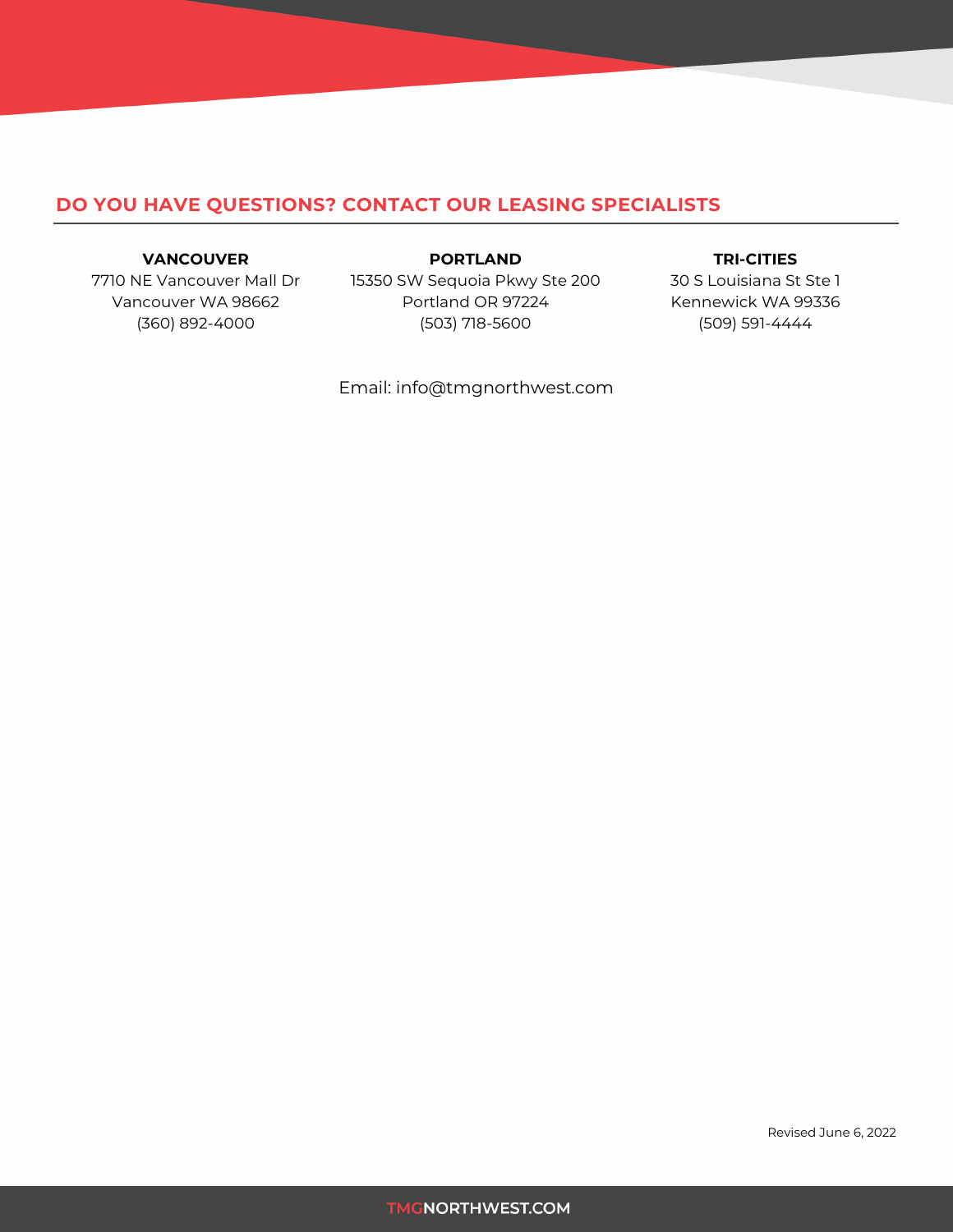## DO YOU HAVE QUESTIONS? CONTACT OUR LEASING SPECIALISTS

**VANCOUVER**
7710 NE Vancouver Mall Dr
Vancouver WA 98662
(360) 892-4000

**PORTLAND**
15350 SW Sequoia Pkwy Ste 200
Portland OR 97224
(503) 718-5600

**TRI-CITIES**
30 S Louisiana St Ste 1
Kennewick WA 99336
(509) 591-4444

Email: info@tmgnorthwest.com

Revised June 6, 2022